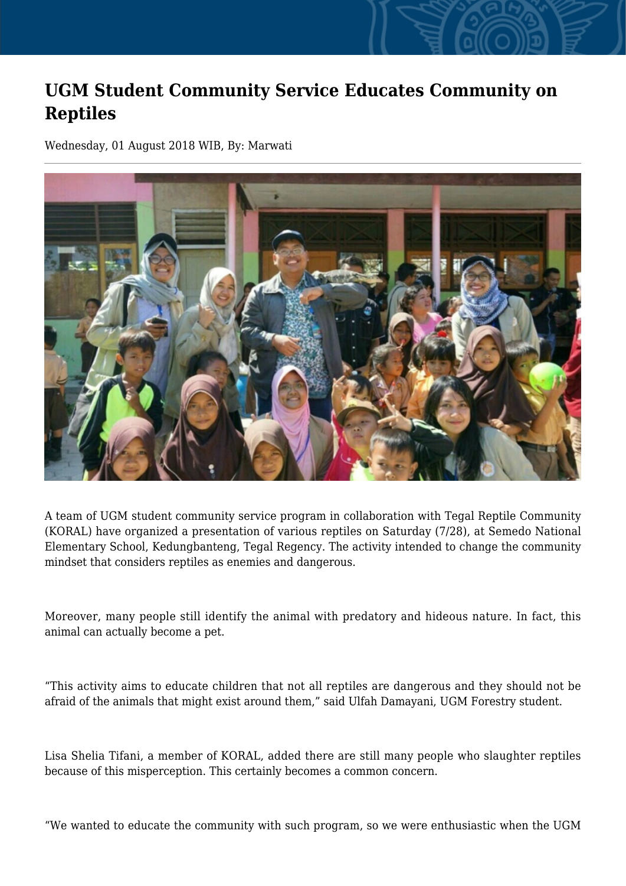# UGM Student Community Service Educates Community on Reptiles

Wednesday, 01 August 2018 WIB, By: Marwati

A team of UGM student community service program in collaboration with Tegal Reptile Community (KORAL) have organized a presentation of various reptiles on Saturday (7/28), at Semedo National Elementary School, Kedungbanteng, Tegal Regency. The activity intended to change the community mindset that considers reptiles as enemies and dangerous.

Moreover, many people still identify the animal with predatory and hideous nature. In fact, this animal can actually become a pet.

"This activity aims to educate children that not all reptiles are dangerous and they should not be afraid of the animals that might exist around them," said Ulfah Damayani, UGM Forestry student.

Lisa Shelia Tifani, a member of KORAL, added there are still many people who slaughter reptiles because of this misperception. This certainly becomes a common concern.

"We wanted to educate the community with such program, so we were enthusiastic when the UGM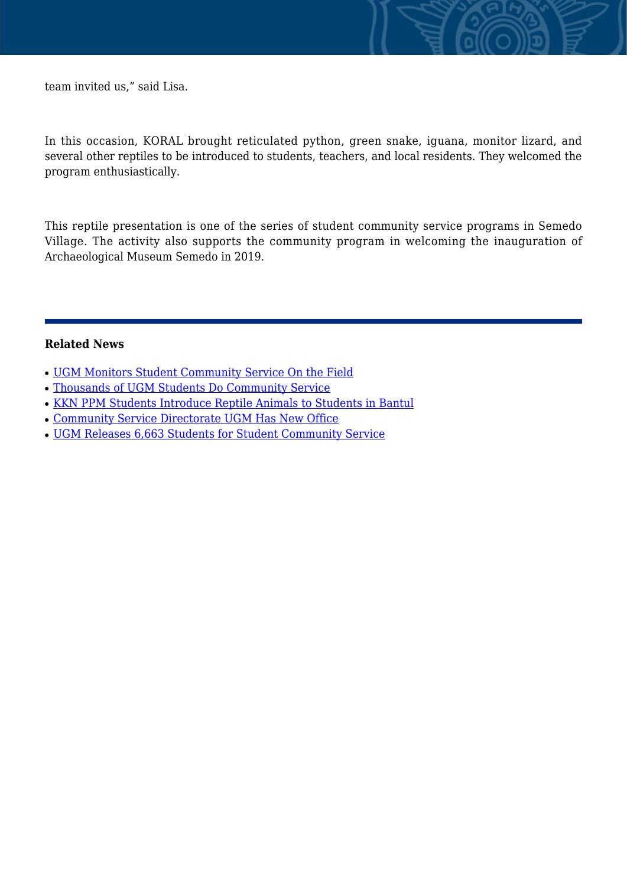team invited us," said Lisa.

In this occasion, KORAL brought reticulated python, green snake, iguana, monitor lizard, and several other reptiles to be introduced to students, teachers, and local residents. They welcomed the program enthusiastically.

This reptile presentation is one of the series of student community service programs in Semedo Village. The activity also supports the community program in welcoming the inauguration of Archaeological Museum Semedo in 2019.

---

**Related News**

- UGM Monitors Student Community Service On the Field
- Thousands of UGM Students Do Community Service
- KKN PPM Students Introduce Reptile Animals to Students in Bantul
- Community Service Directorate UGM Has New Office
- UGM Releases 6,663 Students for Student Community Service